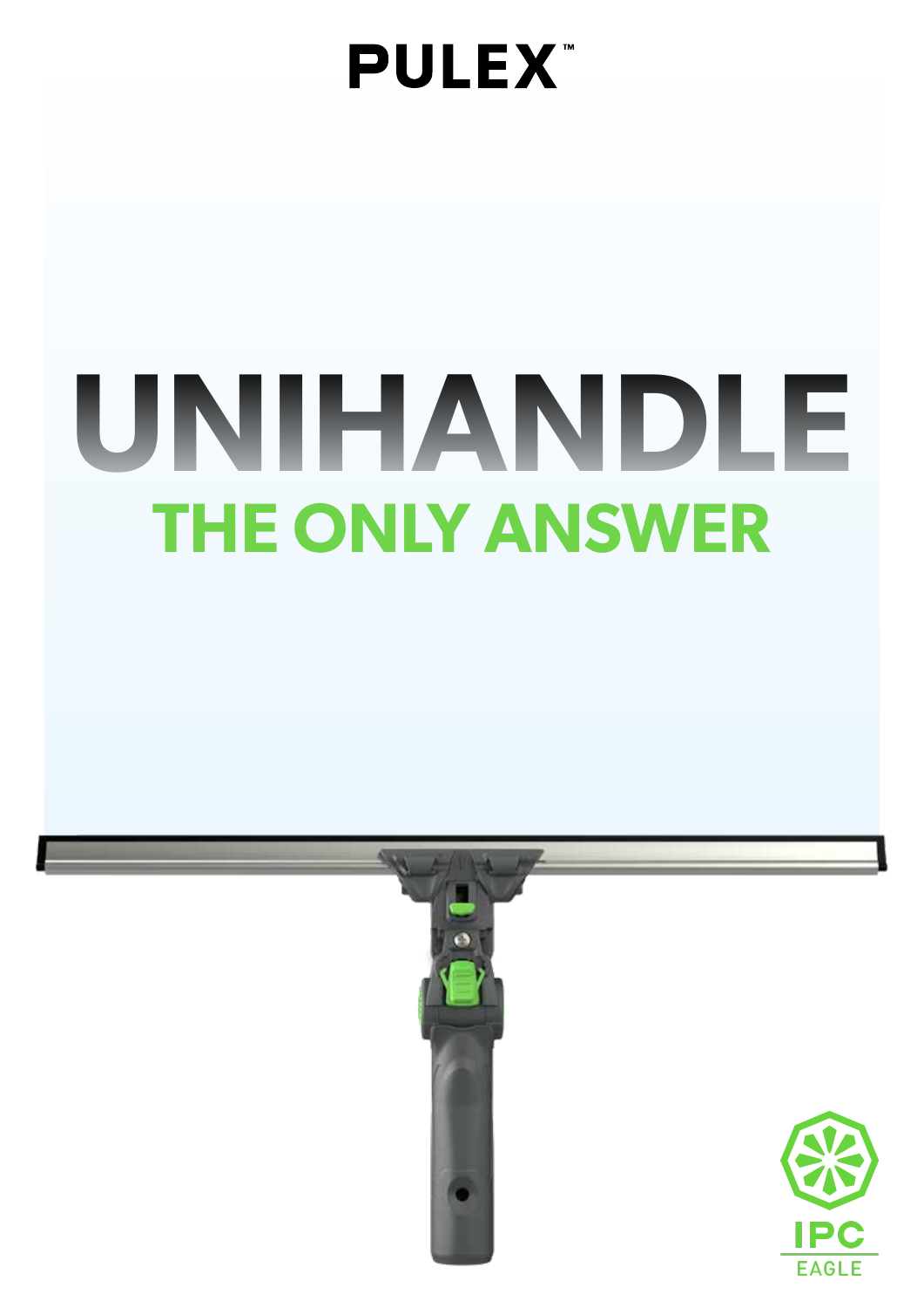PULEX™

# UNIHANDLE

## THE ONLY ANSWER

IPC EAGLE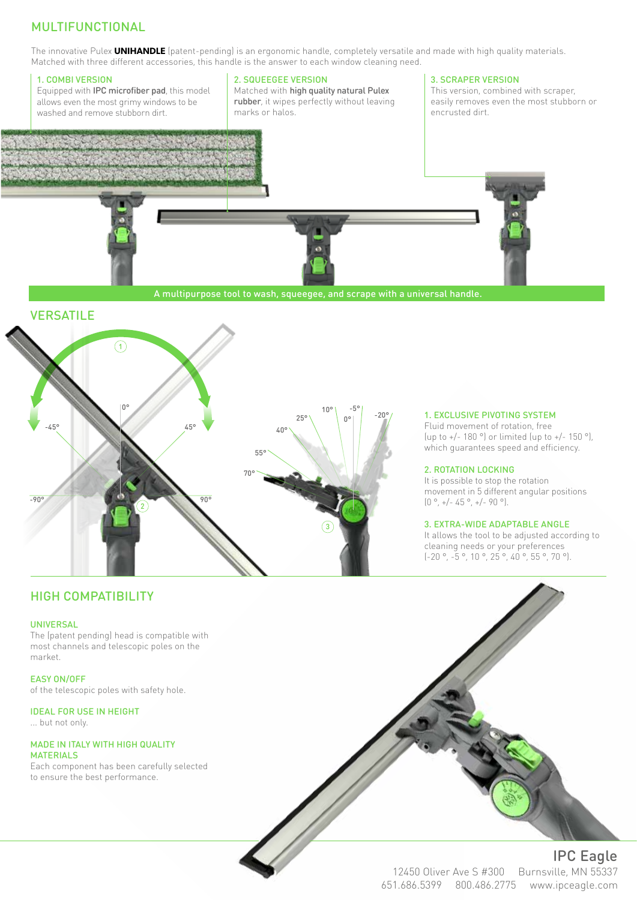## MULTIFUNCTIONAL

The innovative Pulex **UNIHANDLE** (patent-pending) is an ergonomic handle, completely versatile and made with high quality materials. Matched with three different accessories, this handle is the answer to each window cleaning need.

### 1. COMBI VERSION

Equipped with **IPC microfiber pad**, this model allows even the most grimy windows to be washed and remove stubborn dirt.

### 2. SQUEEGEE VERSION

Matched with **high quality natural Pulex rubber**, it wipes perfectly without leaving marks or halos.

### 3. SCRAPER VERSION

This version, combined with scraper, easily removes even the most stubborn or encrusted dirt.

A multipurpose tool to wash, squeegee, and scrape with a universal handle.

## VERSATILE

1
0°
-45°
45°
-90°
90°
2

10°
-5°
25°
0°
-20°
40°
55°
70°
3

### 1. EXCLUSIVE PIVOTING SYSTEM

Fluid movement of rotation, free (up to +/- 180 °) or limited (up to +/- 150 °), which guarantees speed and efficiency.

### 2. ROTATION LOCKING

It is possible to stop the rotation movement in 5 different angular positions (0 °, +/- 45 °, +/- 90 °).

### 3. EXTRA-WIDE ADAPTABLE ANGLE

It allows the tool to be adjusted according to cleaning needs or your preferences (-20 °, -5 °, 10 °, 25 °, 40 °, 55 °, 70 °).

## HIGH COMPATIBILITY

### UNIVERSAL

The (patent pending) head is compatible with most channels and telescopic poles on the market.

### EASY ON/OFF

of the telescopic poles with safety hole.

### IDEAL FOR USE IN HEIGHT

... but not only.

### MADE IN ITALY WITH HIGH QUALITY MATERIALS

Each component has been carefully selected to ensure the best performance.

IPC Eagle
12450 Oliver Ave S #300  Burnsville, MN 55337
651.686.5399  800.486.2775  www.ipceagle.com